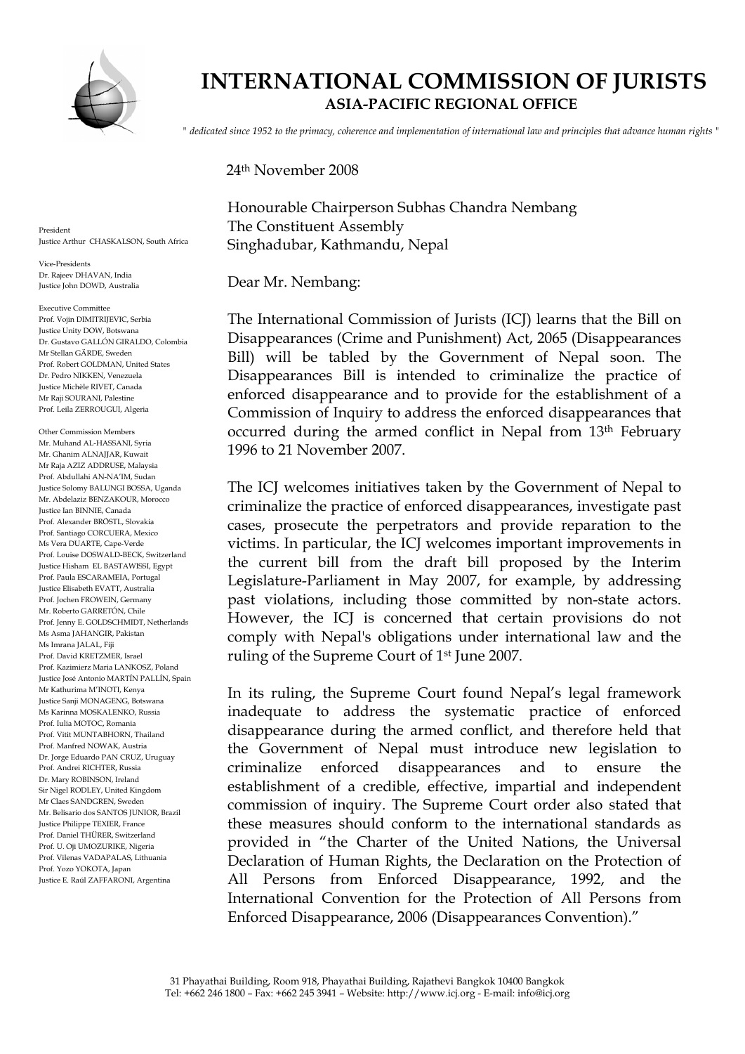# INTERNATIONAL COMMISSION OF JURISTS

## ASIA-PACIFIC REGIONAL OFFICE

*" dedicated since 1952 to the primacy, coherence and implementation of international law and principles that advance human rights "*

President
Justice Arthur CHASKALSON, South Africa

Vice-Presidents
Dr. Rajeev DHAVAN, India
Justice John DOWD, Australia

Executive Committee
Prof. Vojin DIMITRIJEVIC, Serbia
Justice Unity DOW, Botswana
Dr. Gustavo GALLÓN GIRALDO, Colombia
Mr Stellan GÄRDE, Sweden
Prof. Robert GOLDMAN, United States
Dr. Pedro NIKKEN, Venezuela
Justice Michèle RIVET, Canada
Mr Raji SOURANI, Palestine
Prof. Leila ZERROUGUI, Algeria

Other Commission Members
Mr. Muhand AL-HASSANI, Syria
Mr. Ghanim ALNAJJAR, Kuwait
Mr Raja AZIZ ADDRUSE, Malaysia
Prof. Abdullahi AN-NA'IM, Sudan
Justice Solomy BALUNGI BOSSA, Uganda
Mr. Abdelaziz BENZAKOUR, Morocco
Justice Ian BINNIE, Canada
Prof. Alexander BRÖSTL, Slovakia
Prof. Santiago CORCUERA, Mexico
Ms Vera DUARTE, Cape-Verde
Prof. Louise DOSWALD-BECK, Switzerland
Justice Hisham EL BASTAWISSI, Egypt
Prof. Paula ESCARAMEIA, Portugal
Justice Elisabeth EVATT, Australia
Prof. Jochen FROWEIN, Germany
Mr. Roberto GARRETÓN, Chile
Prof. Jenny E. GOLDSCHMIDT, Netherlands
Ms Asma JAHANGIR, Pakistan
Ms Imrana JALAL, Fiji
Prof. David KRETZMER, Israel
Prof. Kazimierz Maria LANKOSZ, Poland
Justice José Antonio MARTÍN PALLÍN, Spain
Mr Kathurima M'INOTI, Kenya
Justice Sanji MONAGENG, Botswana
Ms Karinna MOSKALENKO, Russia
Prof. Iulia MOTOC, Romania
Prof. Vitit MUNTARBHORN, Thailand
Prof. Manfred NOWAK, Austria
Dr. Jorge Eduardo PAN CRUZ, Uruguay
Prof. Andrei RICHTER, Russia
Dr. Mary ROBINSON, Ireland
Sir Nigel RODLEY, United Kingdom
Mr Claes SANDGREN, Sweden
Mr. Belisario dos SANTOS JUNIOR, Brazil
Justice Philippe TEXIER, France
Prof. Daniel THÜRER, Switzerland
Prof. U. Oji UMOZURIKE, Nigeria
Prof. Vilenas VADAPALAS, Lithuania
Prof. Yozo YOKOTA, Japan
Justice E. Raúl ZAFFARONI, Argentina

24th November 2008

Honourable Chairperson Subhas Chandra Nembang
The Constituent Assembly
Singhadubar, Kathmandu, Nepal

Dear Mr. Nembang:

The International Commission of Jurists (ICJ) learns that the Bill on Disappearances (Crime and Punishment) Act, 2065 (Disappearances Bill) will be tabled by the Government of Nepal soon. The Disappearances Bill is intended to criminalize the practice of enforced disappearance and to provide for the establishment of a Commission of Inquiry to address the enforced disappearances that occurred during the armed conflict in Nepal from 13th February 1996 to 21 November 2007.

The ICJ welcomes initiatives taken by the Government of Nepal to criminalize the practice of enforced disappearances, investigate past cases, prosecute the perpetrators and provide reparation to the victims. In particular, the ICJ welcomes important improvements in the current bill from the draft bill proposed by the Interim Legislature-Parliament in May 2007, for example, by addressing past violations, including those committed by non-state actors. However, the ICJ is concerned that certain provisions do not comply with Nepal's obligations under international law and the ruling of the Supreme Court of 1st June 2007.

In its ruling, the Supreme Court found Nepal's legal framework inadequate to address the systematic practice of enforced disappearance during the armed conflict, and therefore held that the Government of Nepal must introduce new legislation to criminalize enforced disappearances and to ensure the establishment of a credible, effective, impartial and independent commission of inquiry. The Supreme Court order also stated that these measures should conform to the international standards as provided in "the Charter of the United Nations, the Universal Declaration of Human Rights, the Declaration on the Protection of All Persons from Enforced Disappearance, 1992, and the International Convention for the Protection of All Persons from Enforced Disappearance, 2006 (Disappearances Convention)."

31 Phayathai Building, Room 918, Phayathai Building, Rajathevi Bangkok 10400 Bangkok
Tel: +662 246 1800 – Fax: +662 245 3941 – Website: http://www.icj.org - E-mail: info@icj.org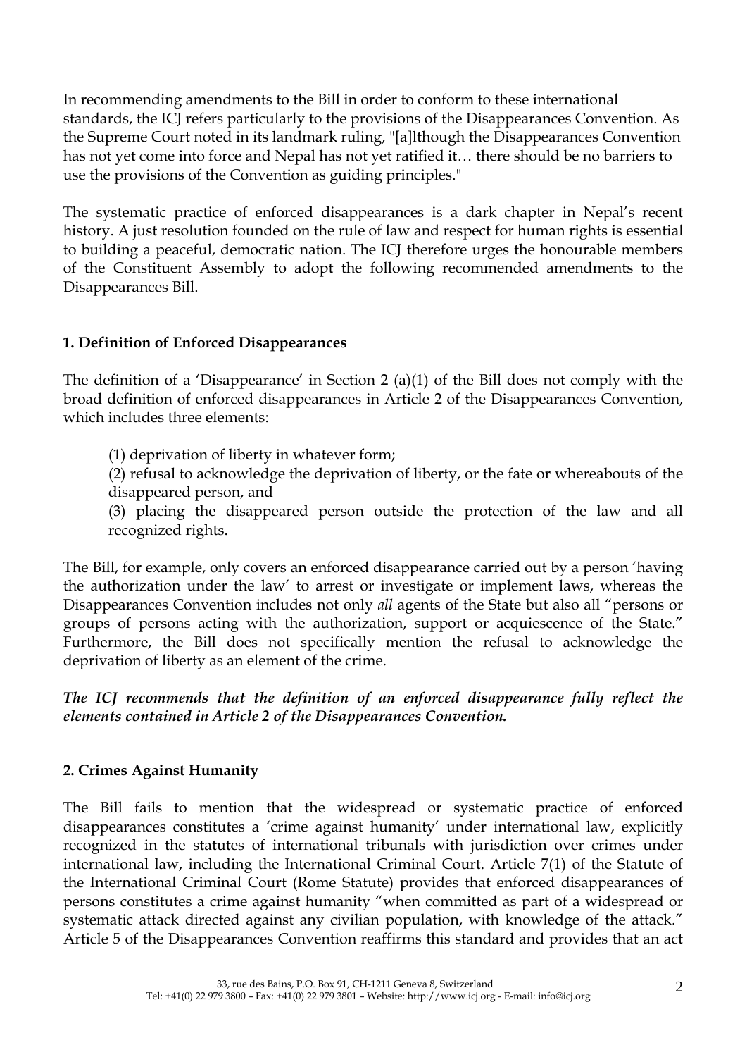In recommending amendments to the Bill in order to conform to these international standards, the ICJ refers particularly to the provisions of the Disappearances Convention. As the Supreme Court noted in its landmark ruling, "[a]lthough the Disappearances Convention has not yet come into force and Nepal has not yet ratified it… there should be no barriers to use the provisions of the Convention as guiding principles."

The systematic practice of enforced disappearances is a dark chapter in Nepal's recent history. A just resolution founded on the rule of law and respect for human rights is essential to building a peaceful, democratic nation. The ICJ therefore urges the honourable members of the Constituent Assembly to adopt the following recommended amendments to the Disappearances Bill.

### 1. Definition of Enforced Disappearances

The definition of a 'Disappearance' in Section 2 (a)(1) of the Bill does not comply with the broad definition of enforced disappearances in Article 2 of the Disappearances Convention, which includes three elements:

(1) deprivation of liberty in whatever form;
(2) refusal to acknowledge the deprivation of liberty, or the fate or whereabouts of the disappeared person, and
(3) placing the disappeared person outside the protection of the law and all recognized rights.

The Bill, for example, only covers an enforced disappearance carried out by a person 'having the authorization under the law' to arrest or investigate or implement laws, whereas the Disappearances Convention includes not only *all* agents of the State but also all "persons or groups of persons acting with the authorization, support or acquiescence of the State." Furthermore, the Bill does not specifically mention the refusal to acknowledge the deprivation of liberty as an element of the crime.

***The ICJ recommends that the definition of an enforced disappearance fully reflect the elements contained in Article 2 of the Disappearances Convention.***

### 2. Crimes Against Humanity

The Bill fails to mention that the widespread or systematic practice of enforced disappearances constitutes a 'crime against humanity' under international law, explicitly recognized in the statutes of international tribunals with jurisdiction over crimes under international law, including the International Criminal Court. Article 7(1) of the Statute of the International Criminal Court (Rome Statute) provides that enforced disappearances of persons constitutes a crime against humanity "when committed as part of a widespread or systematic attack directed against any civilian population, with knowledge of the attack." Article 5 of the Disappearances Convention reaffirms this standard and provides that an act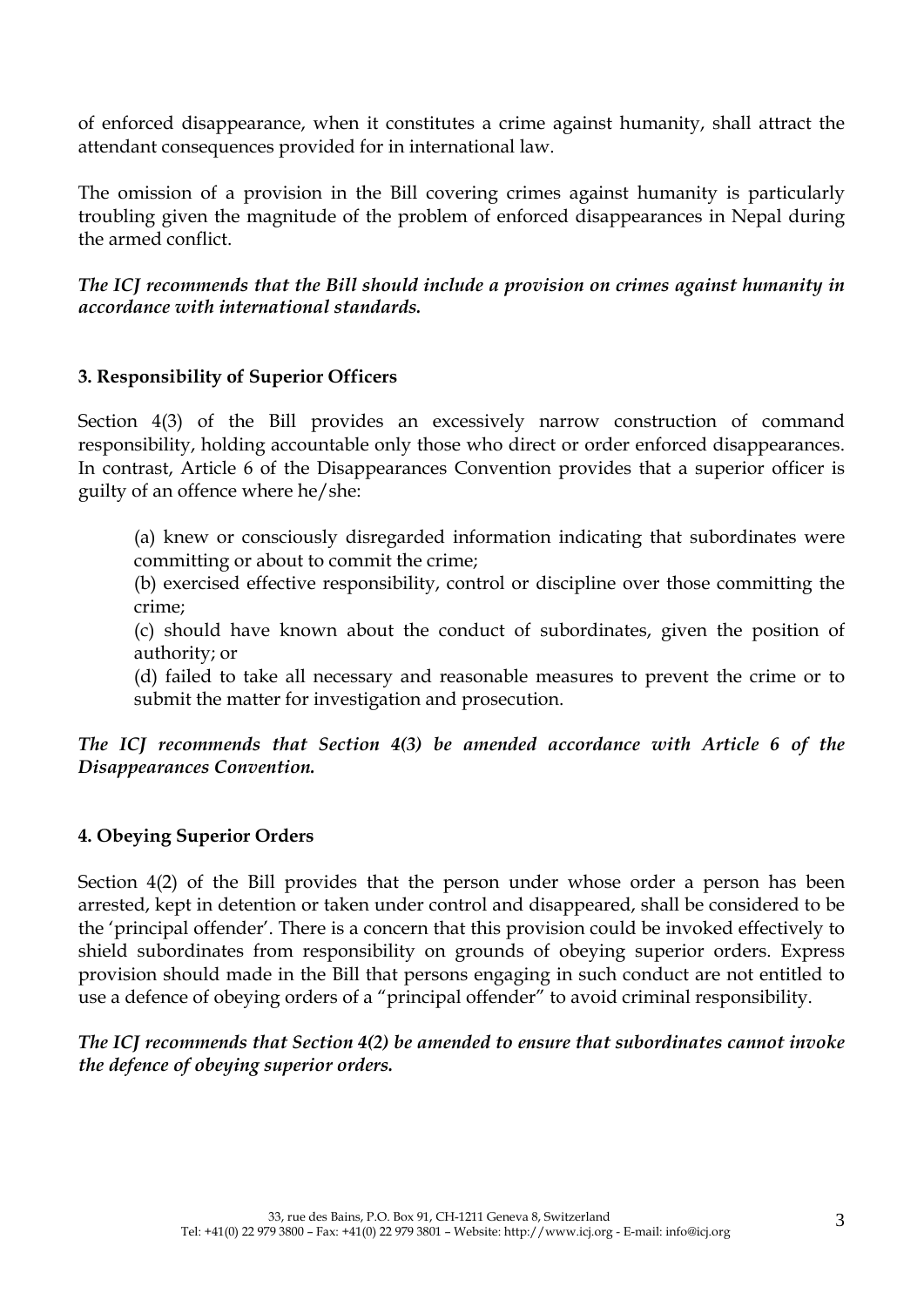of enforced disappearance, when it constitutes a crime against humanity, shall attract the attendant consequences provided for in international law.

The omission of a provision in the Bill covering crimes against humanity is particularly troubling given the magnitude of the problem of enforced disappearances in Nepal during the armed conflict.

***The ICJ recommends that the Bill should include a provision on crimes against humanity in accordance with international standards.***

### 3. Responsibility of Superior Officers

Section 4(3) of the Bill provides an excessively narrow construction of command responsibility, holding accountable only those who direct or order enforced disappearances. In contrast, Article 6 of the Disappearances Convention provides that a superior officer is guilty of an offence where he/she:

> (a) knew or consciously disregarded information indicating that subordinates were committing or about to commit the crime;
> (b) exercised effective responsibility, control or discipline over those committing the crime;
> (c) should have known about the conduct of subordinates, given the position of authority; or
> (d) failed to take all necessary and reasonable measures to prevent the crime or to submit the matter for investigation and prosecution.

***The ICJ recommends that Section 4(3) be amended accordance with Article 6 of the Disappearances Convention.***

### 4. Obeying Superior Orders

Section 4(2) of the Bill provides that the person under whose order a person has been arrested, kept in detention or taken under control and disappeared, shall be considered to be the 'principal offender'. There is a concern that this provision could be invoked effectively to shield subordinates from responsibility on grounds of obeying superior orders. Express provision should made in the Bill that persons engaging in such conduct are not entitled to use a defence of obeying orders of a "principal offender" to avoid criminal responsibility.

***The ICJ recommends that Section 4(2) be amended to ensure that subordinates cannot invoke the defence of obeying superior orders.***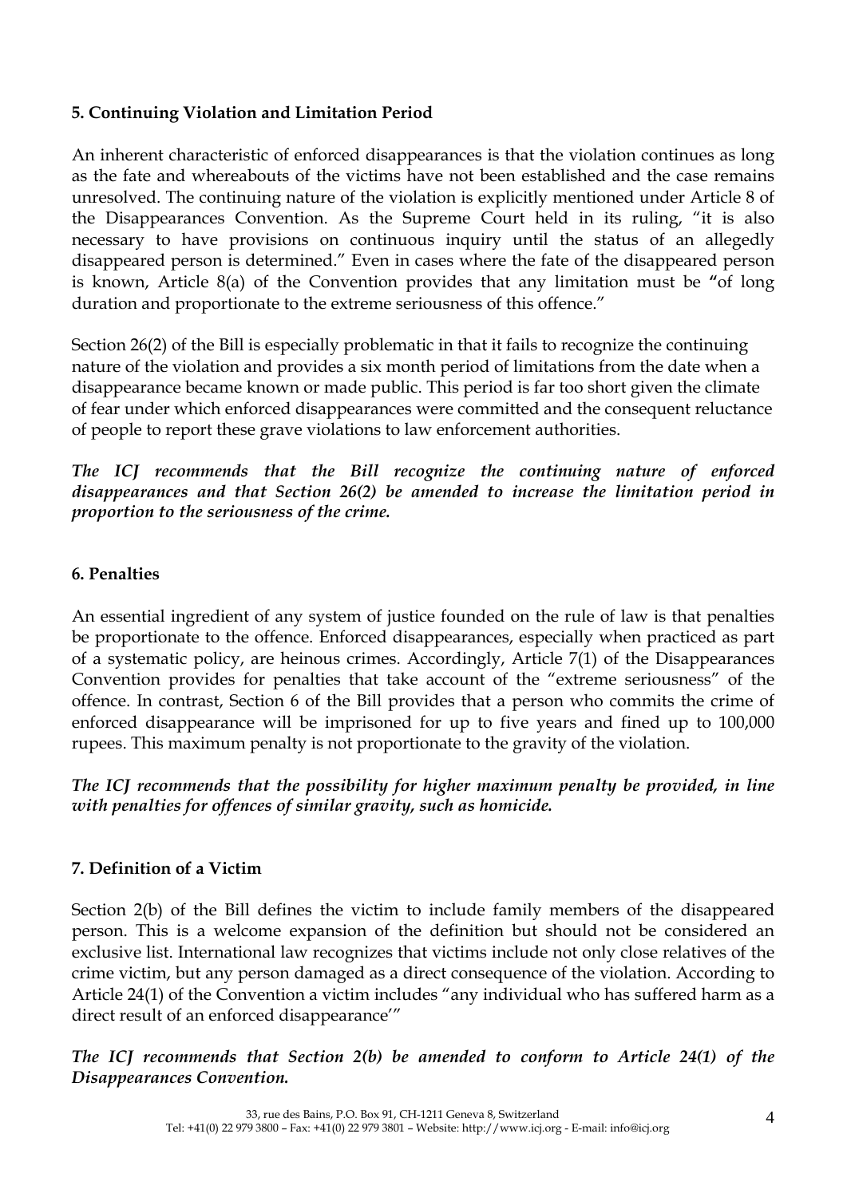### 5. Continuing Violation and Limitation Period

An inherent characteristic of enforced disappearances is that the violation continues as long as the fate and whereabouts of the victims have not been established and the case remains unresolved. The continuing nature of the violation is explicitly mentioned under Article 8 of the Disappearances Convention. As the Supreme Court held in its ruling, "it is also necessary to have provisions on continuous inquiry until the status of an allegedly disappeared person is determined." Even in cases where the fate of the disappeared person is known, Article 8(a) of the Convention provides that any limitation must be "of long duration and proportionate to the extreme seriousness of this offence."

Section 26(2) of the Bill is especially problematic in that it fails to recognize the continuing nature of the violation and provides a six month period of limitations from the date when a disappearance became known or made public. This period is far too short given the climate of fear under which enforced disappearances were committed and the consequent reluctance of people to report these grave violations to law enforcement authorities.

***The ICJ recommends that the Bill recognize the continuing nature of enforced disappearances and that Section 26(2) be amended to increase the limitation period in proportion to the seriousness of the crime.***

### 6. Penalties

An essential ingredient of any system of justice founded on the rule of law is that penalties be proportionate to the offence. Enforced disappearances, especially when practiced as part of a systematic policy, are heinous crimes. Accordingly, Article 7(1) of the Disappearances Convention provides for penalties that take account of the "extreme seriousness" of the offence. In contrast, Section 6 of the Bill provides that a person who commits the crime of enforced disappearance will be imprisoned for up to five years and fined up to 100,000 rupees. This maximum penalty is not proportionate to the gravity of the violation.

***The ICJ recommends that the possibility for higher maximum penalty be provided, in line with penalties for offences of similar gravity, such as homicide.***

### 7. Definition of a Victim

Section 2(b) of the Bill defines the victim to include family members of the disappeared person. This is a welcome expansion of the definition but should not be considered an exclusive list. International law recognizes that victims include not only close relatives of the crime victim, but any person damaged as a direct consequence of the violation. According to Article 24(1) of the Convention a victim includes "any individual who has suffered harm as a direct result of an enforced disappearance'"

***The ICJ recommends that Section 2(b) be amended to conform to Article 24(1) of the Disappearances Convention.***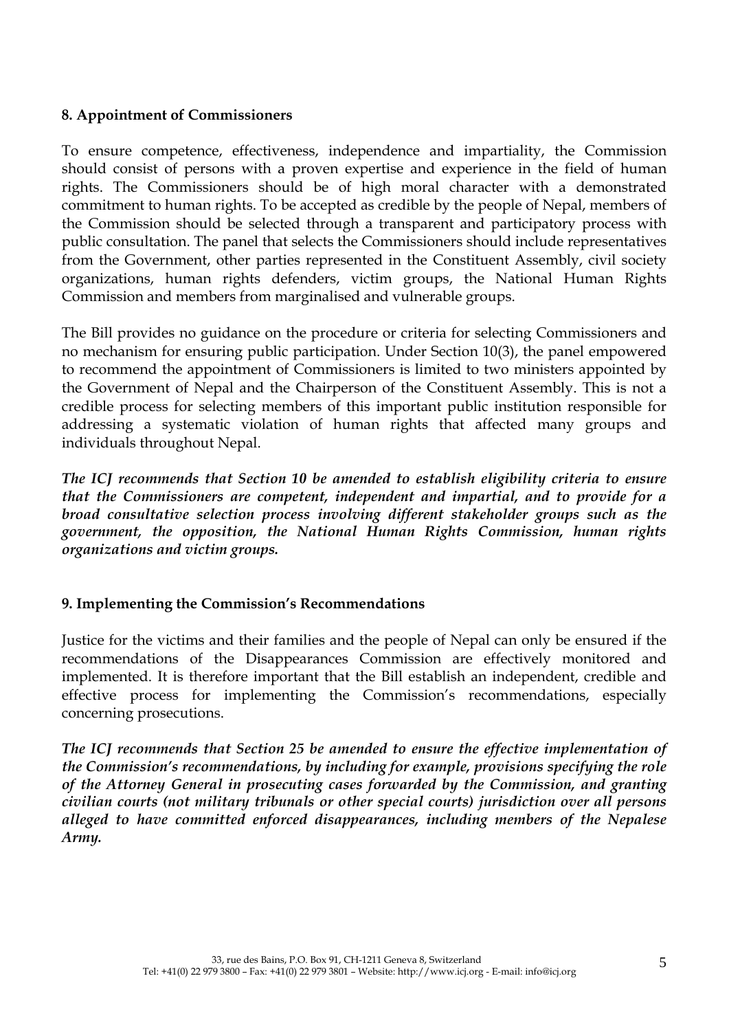## 8. Appointment of Commissioners

To ensure competence, effectiveness, independence and impartiality, the Commission should consist of persons with a proven expertise and experience in the field of human rights. The Commissioners should be of high moral character with a demonstrated commitment to human rights. To be accepted as credible by the people of Nepal, members of the Commission should be selected through a transparent and participatory process with public consultation. The panel that selects the Commissioners should include representatives from the Government, other parties represented in the Constituent Assembly, civil society organizations, human rights defenders, victim groups, the National Human Rights Commission and members from marginalised and vulnerable groups.

The Bill provides no guidance on the procedure or criteria for selecting Commissioners and no mechanism for ensuring public participation. Under Section 10(3), the panel empowered to recommend the appointment of Commissioners is limited to two ministers appointed by the Government of Nepal and the Chairperson of the Constituent Assembly. This is not a credible process for selecting members of this important public institution responsible for addressing a systematic violation of human rights that affected many groups and individuals throughout Nepal.

***The ICJ recommends that Section 10 be amended to establish eligibility criteria to ensure that the Commissioners are competent, independent and impartial, and to provide for a broad consultative selection process involving different stakeholder groups such as the government, the opposition, the National Human Rights Commission, human rights organizations and victim groups.***

## 9. Implementing the Commission's Recommendations

Justice for the victims and their families and the people of Nepal can only be ensured if the recommendations of the Disappearances Commission are effectively monitored and implemented. It is therefore important that the Bill establish an independent, credible and effective process for implementing the Commission's recommendations, especially concerning prosecutions.

***The ICJ recommends that Section 25 be amended to ensure the effective implementation of the Commission's recommendations, by including for example, provisions specifying the role of the Attorney General in prosecuting cases forwarded by the Commission, and granting civilian courts (not military tribunals or other special courts) jurisdiction over all persons alleged to have committed enforced disappearances, including members of the Nepalese Army.***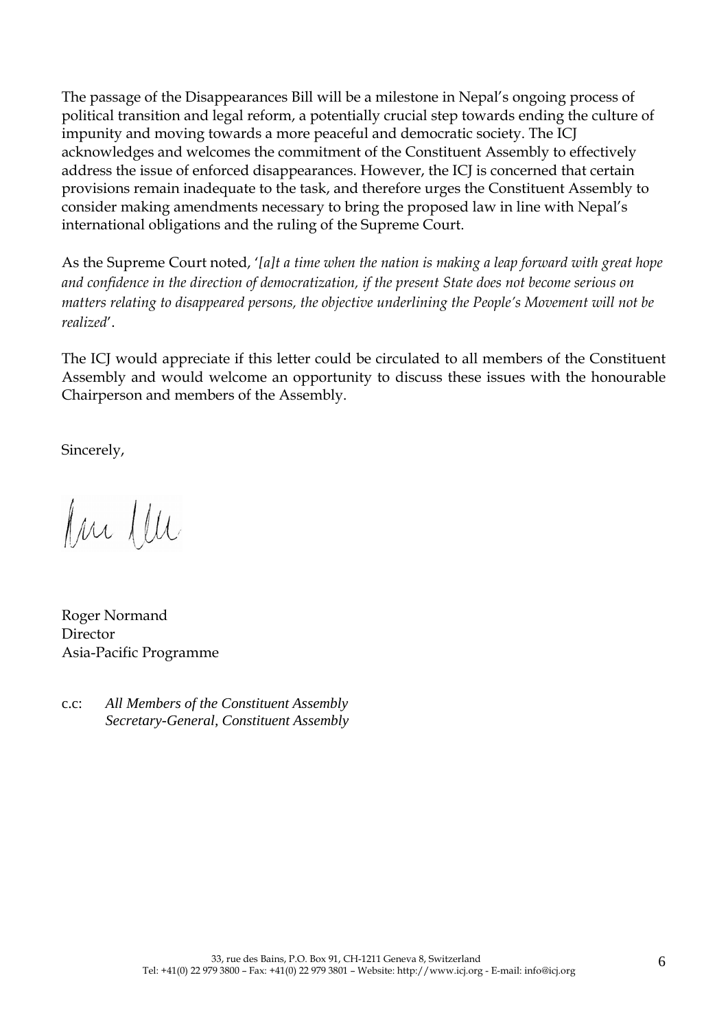The passage of the Disappearances Bill will be a milestone in Nepal's ongoing process of political transition and legal reform, a potentially crucial step towards ending the culture of impunity and moving towards a more peaceful and democratic society. The ICJ acknowledges and welcomes the commitment of the Constituent Assembly to effectively address the issue of enforced disappearances. However, the ICJ is concerned that certain provisions remain inadequate to the task, and therefore urges the Constituent Assembly to consider making amendments necessary to bring the proposed law in line with Nepal's international obligations and the ruling of the Supreme Court.

As the Supreme Court noted, '*[a]t a time when the nation is making a leap forward with great hope and confidence in the direction of democratization, if the present State does not become serious on matters relating to disappeared persons, the objective underlining the People's Movement will not be realized*'.

The ICJ would appreciate if this letter could be circulated to all members of the Constituent Assembly and would welcome an opportunity to discuss these issues with the honourable Chairperson and members of the Assembly.

Sincerely,

Roger Normand
Director
Asia-Pacific Programme

c.c: *All Members of the Constituent Assembly*
*Secretary-General, Constituent Assembly*

33, rue des Bains, P.O. Box 91, CH-1211 Geneva 8, Switzerland
Tel: +41(0) 22 979 3800 – Fax: +41(0) 22 979 3801 – Website: http://www.icj.org - E-mail: info@icj.org